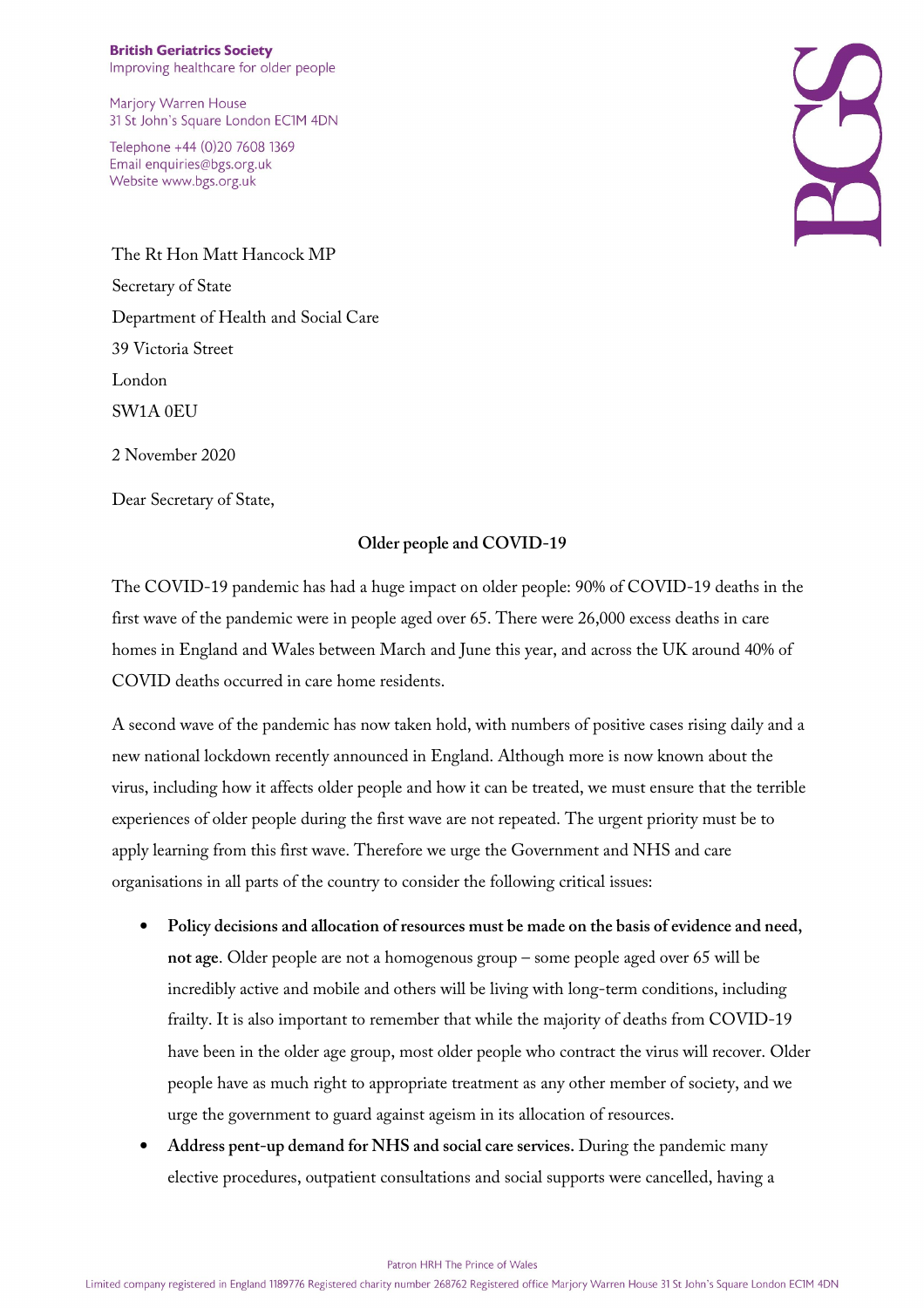**British Geriatrics Society**
Improving healthcare for older people

Marjory Warren House
31 St John's Square London EC1M 4DN

Telephone +44 (0)20 7608 1369
Email enquiries@bgs.org.uk
Website www.bgs.org.uk

The Rt Hon Matt Hancock MP
Secretary of State
Department of Health and Social Care
39 Victoria Street
London
SW1A 0EU

2 November 2020

Dear Secretary of State,

**Older people and COVID-19**

The COVID-19 pandemic has had a huge impact on older people: 90% of COVID-19 deaths in the first wave of the pandemic were in people aged over 65. There were 26,000 excess deaths in care homes in England and Wales between March and June this year, and across the UK around 40% of COVID deaths occurred in care home residents.

A second wave of the pandemic has now taken hold, with numbers of positive cases rising daily and a new national lockdown recently announced in England. Although more is now known about the virus, including how it affects older people and how it can be treated, we must ensure that the terrible experiences of older people during the first wave are not repeated. The urgent priority must be to apply learning from this first wave. Therefore we urge the Government and NHS and care organisations in all parts of the country to consider the following critical issues:

- **Policy decisions and allocation of resources must be made on the basis of evidence and need, not age**. Older people are not a homogenous group – some people aged over 65 will be incredibly active and mobile and others will be living with long-term conditions, including frailty. It is also important to remember that while the majority of deaths from COVID-19 have been in the older age group, most older people who contract the virus will recover. Older people have as much right to appropriate treatment as any other member of society, and we urge the government to guard against ageism in its allocation of resources.
- **Address pent-up demand for NHS and social care services.** During the pandemic many elective procedures, outpatient consultations and social supports were cancelled, having a

Patron HRH The Prince of Wales

Limited company registered in England 1189776 Registered charity number 268762 Registered office Marjory Warren House 31 St John's Square London EC1M 4DN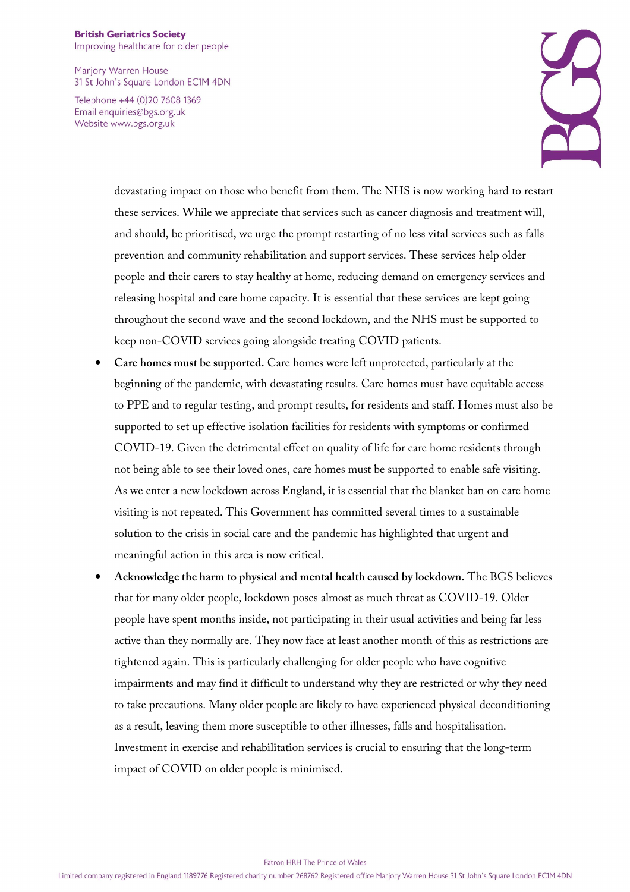devastating impact on those who benefit from them. The NHS is now working hard to restart these services. While we appreciate that services such as cancer diagnosis and treatment will, and should, be prioritised, we urge the prompt restarting of no less vital services such as falls prevention and community rehabilitation and support services. These services help older people and their carers to stay healthy at home, reducing demand on emergency services and releasing hospital and care home capacity. It is essential that these services are kept going throughout the second wave and the second lockdown, and the NHS must be supported to keep non-COVID services going alongside treating COVID patients.

- **Care homes must be supported.** Care homes were left unprotected, particularly at the beginning of the pandemic, with devastating results. Care homes must have equitable access to PPE and to regular testing, and prompt results, for residents and staff. Homes must also be supported to set up effective isolation facilities for residents with symptoms or confirmed COVID-19. Given the detrimental effect on quality of life for care home residents through not being able to see their loved ones, care homes must be supported to enable safe visiting. As we enter a new lockdown across England, it is essential that the blanket ban on care home visiting is not repeated. This Government has committed several times to a sustainable solution to the crisis in social care and the pandemic has highlighted that urgent and meaningful action in this area is now critical.
- **Acknowledge the harm to physical and mental health caused by lockdown.** The BGS believes that for many older people, lockdown poses almost as much threat as COVID-19. Older people have spent months inside, not participating in their usual activities and being far less active than they normally are. They now face at least another month of this as restrictions are tightened again. This is particularly challenging for older people who have cognitive impairments and may find it difficult to understand why they are restricted or why they need to take precautions. Many older people are likely to have experienced physical deconditioning as a result, leaving them more susceptible to other illnesses, falls and hospitalisation. Investment in exercise and rehabilitation services is crucial to ensuring that the long-term impact of COVID on older people is minimised.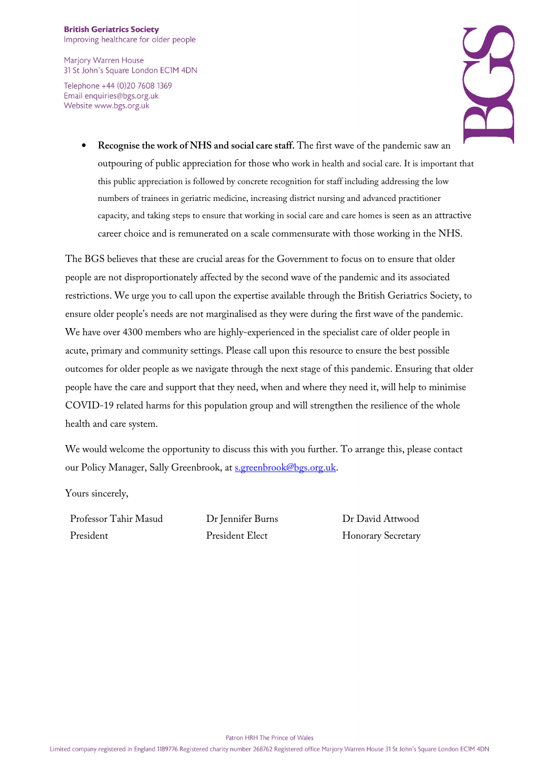British Geriatrics Society
Improving healthcare for older people

Marjory Warren House
31 St John's Square London EC1M 4DN

Telephone +44 (0)20 7608 1369
Email enquiries@bgs.org.uk
Website www.bgs.org.uk

- **Recognise the work of NHS and social care staff.** The first wave of the pandemic saw an outpouring of public appreciation for those who work in health and social care. It is important that this public appreciation is followed by concrete recognition for staff including addressing the low numbers of trainees in geriatric medicine, increasing district nursing and advanced practitioner capacity, and taking steps to ensure that working in social care and care homes is seen as an attractive career choice and is remunerated on a scale commensurate with those working in the NHS.

The BGS believes that these are crucial areas for the Government to focus on to ensure that older people are not disproportionately affected by the second wave of the pandemic and its associated restrictions. We urge you to call upon the expertise available through the British Geriatrics Society, to ensure older people's needs are not marginalised as they were during the first wave of the pandemic. We have over 4300 members who are highly-experienced in the specialist care of older people in acute, primary and community settings. Please call upon this resource to ensure the best possible outcomes for older people as we navigate through the next stage of this pandemic. Ensuring that older people have the care and support that they need, when and where they need it, will help to minimise COVID-19 related harms for this population group and will strengthen the resilience of the whole health and care system.

We would welcome the opportunity to discuss this with you further. To arrange this, please contact our Policy Manager, Sally Greenbrook, at s.greenbrook@bgs.org.uk.

Yours sincerely,

| | | |
|---|---|---|
| Professor Tahir Masud | Dr Jennifer Burns | Dr David Attwood |
| President | President Elect | Honorary Secretary |

Patron HRH The Prince of Wales

Limited company registered in England 1189776 Registered charity number 268762 Registered office Marjory Warren House 31 St John's Square London EC1M 4DN